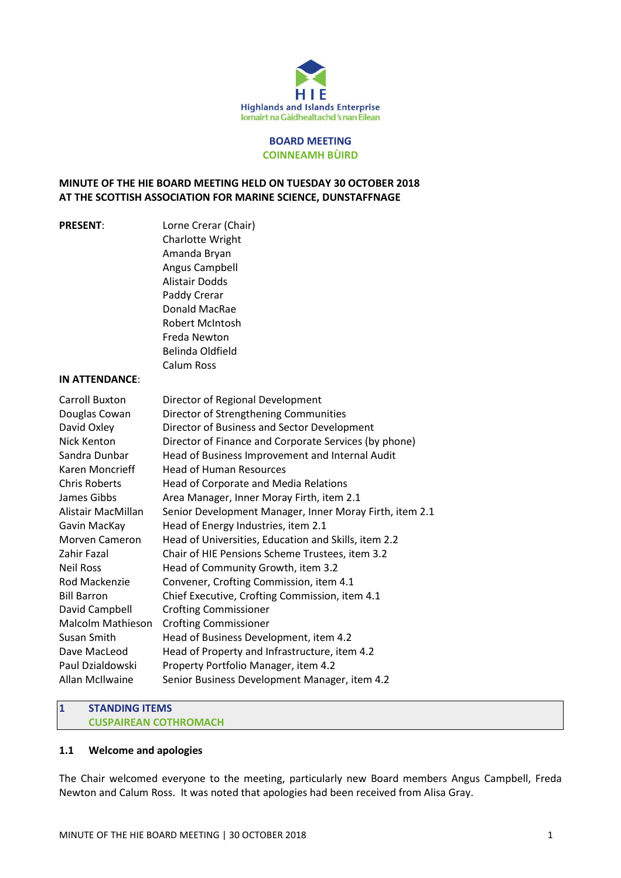HIE
Highlands and Islands Enterprise
Iomairt na Gàidhealtachd 's nan Eilean

**BOARD MEETING**
**COINNEAMH BÙIRD**

# MINUTE OF THE HIE BOARD MEETING HELD ON TUESDAY 30 OCTOBER 2018 AT THE SCOTTISH ASSOCIATION FOR MARINE SCIENCE, DUNSTAFFNAGE

**PRESENT**:

Lorne Crerar (Chair)
Charlotte Wright
Amanda Bryan
Angus Campbell
Alistair Dodds
Paddy Crerar
Donald MacRae
Robert McIntosh
Freda Newton
Belinda Oldfield
Calum Ross

**IN ATTENDANCE**:

| | |
|---|---|
| Carroll Buxton | Director of Regional Development |
| Douglas Cowan | Director of Strengthening Communities |
| David Oxley | Director of Business and Sector Development |
| Nick Kenton | Director of Finance and Corporate Services (by phone) |
| Sandra Dunbar | Head of Business Improvement and Internal Audit |
| Karen Moncrieff | Head of Human Resources |
| Chris Roberts | Head of Corporate and Media Relations |
| James Gibbs | Area Manager, Inner Moray Firth, item 2.1 |
| Alistair MacMillan | Senior Development Manager, Inner Moray Firth, item 2.1 |
| Gavin MacKay | Head of Energy Industries, item 2.1 |
| Morven Cameron | Head of Universities, Education and Skills, item 2.2 |
| Zahir Fazal | Chair of HIE Pensions Scheme Trustees, item 3.2 |
| Neil Ross | Head of Community Growth, item 3.2 |
| Rod Mackenzie | Convener, Crofting Commission, item 4.1 |
| Bill Barron | Chief Executive, Crofting Commission, item 4.1 |
| David Campbell | Crofting Commissioner |
| Malcolm Mathieson | Crofting Commissioner |
| Susan Smith | Head of Business Development, item 4.2 |
| Dave MacLeod | Head of Property and Infrastructure, item 4.2 |
| Paul Dzialdowski | Property Portfolio Manager, item 4.2 |
| Allan McIlwaine | Senior Business Development Manager, item 4.2 |

## 1 STANDING ITEMS
## CUSPAIREAN COTHROMACH

### 1.1 Welcome and apologies

The Chair welcomed everyone to the meeting, particularly new Board members Angus Campbell, Freda Newton and Calum Ross. It was noted that apologies had been received from Alisa Gray.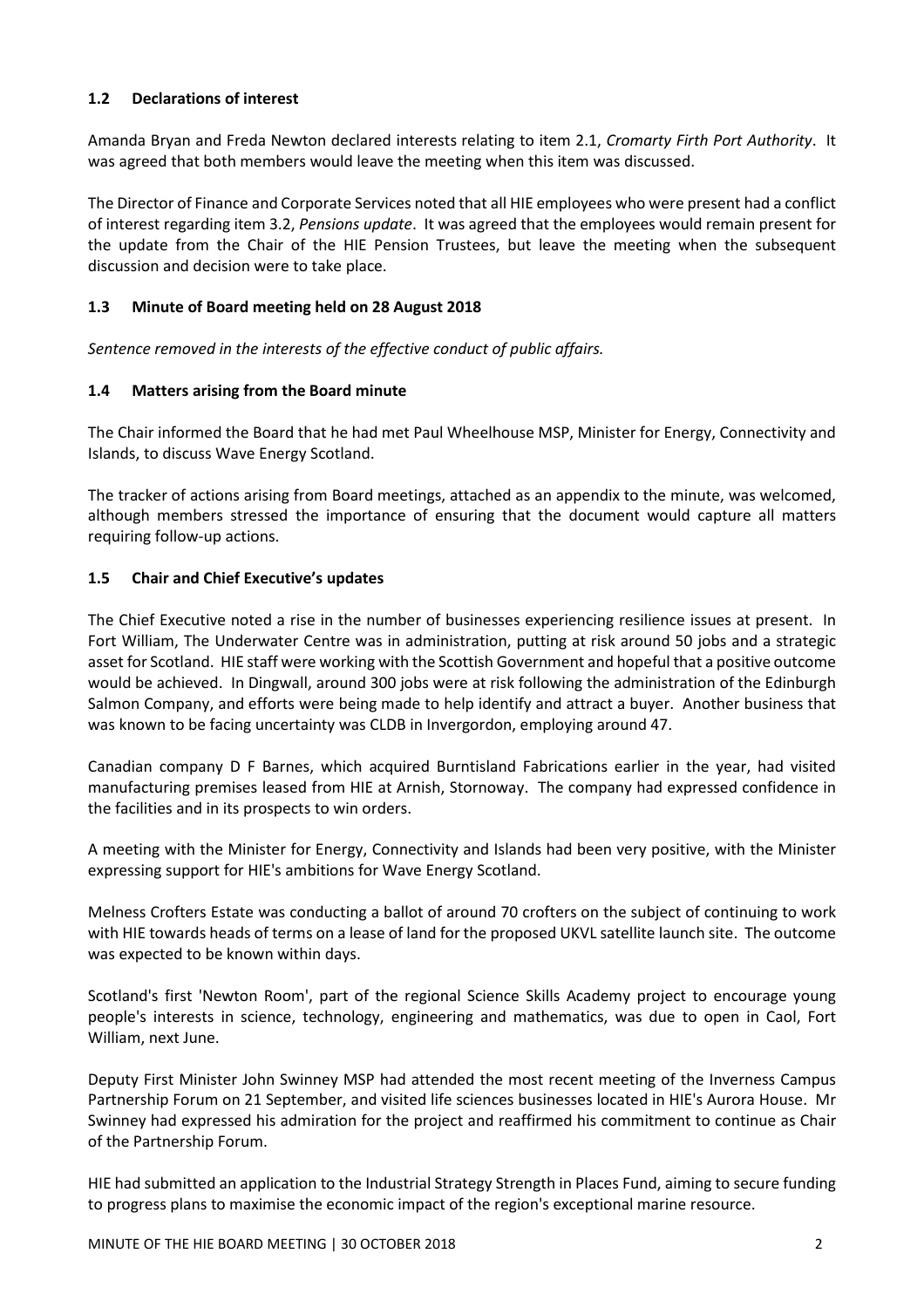### 1.2 Declarations of interest

Amanda Bryan and Freda Newton declared interests relating to item 2.1, *Cromarty Firth Port Authority*. It was agreed that both members would leave the meeting when this item was discussed.

The Director of Finance and Corporate Services noted that all HIE employees who were present had a conflict of interest regarding item 3.2, *Pensions update*. It was agreed that the employees would remain present for the update from the Chair of the HIE Pension Trustees, but leave the meeting when the subsequent discussion and decision were to take place.

### 1.3 Minute of Board meeting held on 28 August 2018

*Sentence removed in the interests of the effective conduct of public affairs.*

### 1.4 Matters arising from the Board minute

The Chair informed the Board that he had met Paul Wheelhouse MSP, Minister for Energy, Connectivity and Islands, to discuss Wave Energy Scotland.

The tracker of actions arising from Board meetings, attached as an appendix to the minute, was welcomed, although members stressed the importance of ensuring that the document would capture all matters requiring follow-up actions.

### 1.5 Chair and Chief Executive's updates

The Chief Executive noted a rise in the number of businesses experiencing resilience issues at present. In Fort William, The Underwater Centre was in administration, putting at risk around 50 jobs and a strategic asset for Scotland. HIE staff were working with the Scottish Government and hopeful that a positive outcome would be achieved. In Dingwall, around 300 jobs were at risk following the administration of the Edinburgh Salmon Company, and efforts were being made to help identify and attract a buyer. Another business that was known to be facing uncertainty was CLDB in Invergordon, employing around 47.

Canadian company D F Barnes, which acquired Burntisland Fabrications earlier in the year, had visited manufacturing premises leased from HIE at Arnish, Stornoway. The company had expressed confidence in the facilities and in its prospects to win orders.

A meeting with the Minister for Energy, Connectivity and Islands had been very positive, with the Minister expressing support for HIE's ambitions for Wave Energy Scotland.

Melness Crofters Estate was conducting a ballot of around 70 crofters on the subject of continuing to work with HIE towards heads of terms on a lease of land for the proposed UKVL satellite launch site. The outcome was expected to be known within days.

Scotland's first 'Newton Room', part of the regional Science Skills Academy project to encourage young people's interests in science, technology, engineering and mathematics, was due to open in Caol, Fort William, next June.

Deputy First Minister John Swinney MSP had attended the most recent meeting of the Inverness Campus Partnership Forum on 21 September, and visited life sciences businesses located in HIE's Aurora House. Mr Swinney had expressed his admiration for the project and reaffirmed his commitment to continue as Chair of the Partnership Forum.

HIE had submitted an application to the Industrial Strategy Strength in Places Fund, aiming to secure funding to progress plans to maximise the economic impact of the region's exceptional marine resource.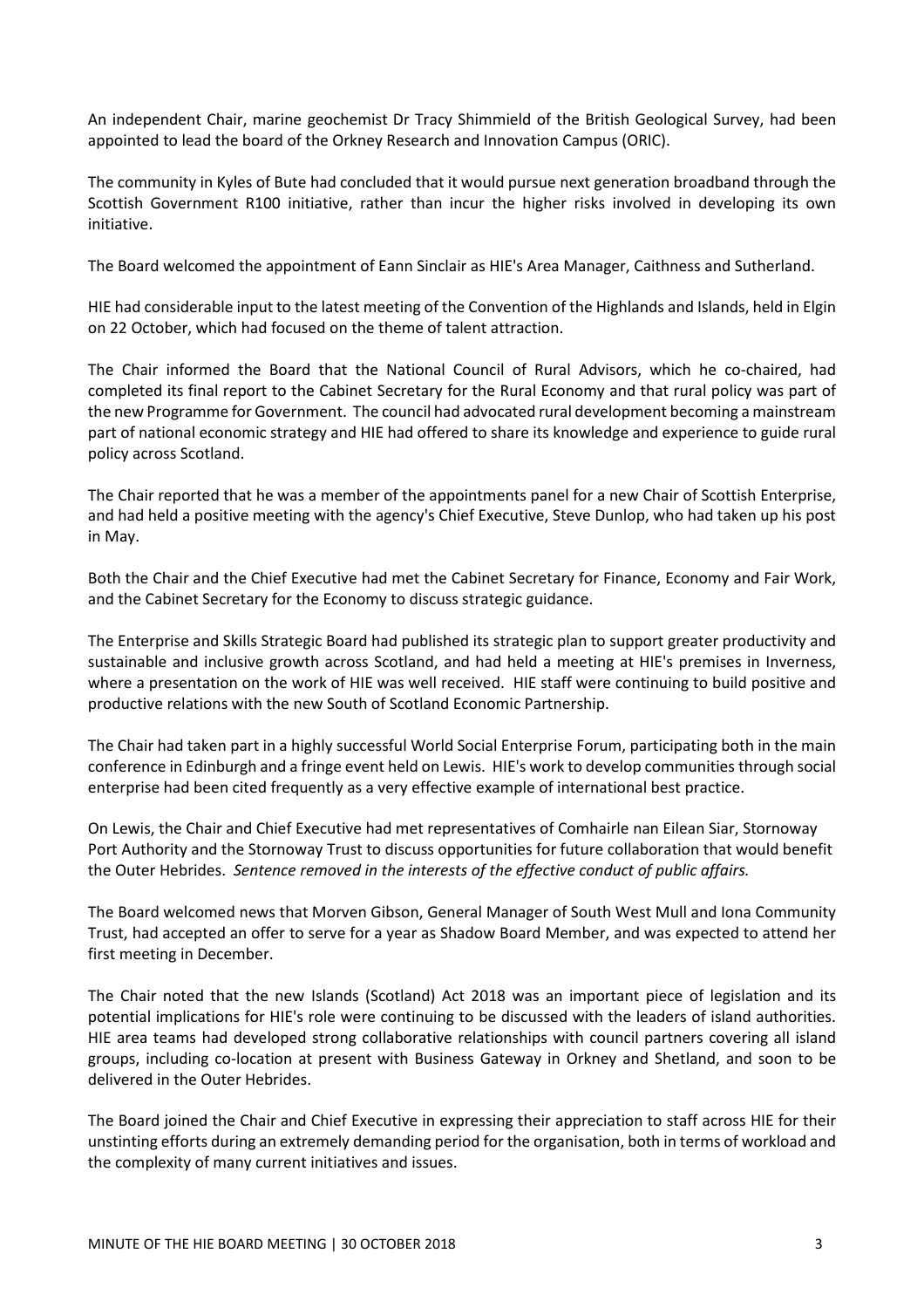An independent Chair, marine geochemist Dr Tracy Shimmield of the British Geological Survey, had been appointed to lead the board of the Orkney Research and Innovation Campus (ORIC).

The community in Kyles of Bute had concluded that it would pursue next generation broadband through the Scottish Government R100 initiative, rather than incur the higher risks involved in developing its own initiative.

The Board welcomed the appointment of Eann Sinclair as HIE's Area Manager, Caithness and Sutherland.

HIE had considerable input to the latest meeting of the Convention of the Highlands and Islands, held in Elgin on 22 October, which had focused on the theme of talent attraction.

The Chair informed the Board that the National Council of Rural Advisors, which he co-chaired, had completed its final report to the Cabinet Secretary for the Rural Economy and that rural policy was part of the new Programme for Government. The council had advocated rural development becoming a mainstream part of national economic strategy and HIE had offered to share its knowledge and experience to guide rural policy across Scotland.

The Chair reported that he was a member of the appointments panel for a new Chair of Scottish Enterprise, and had held a positive meeting with the agency's Chief Executive, Steve Dunlop, who had taken up his post in May.

Both the Chair and the Chief Executive had met the Cabinet Secretary for Finance, Economy and Fair Work, and the Cabinet Secretary for the Economy to discuss strategic guidance.

The Enterprise and Skills Strategic Board had published its strategic plan to support greater productivity and sustainable and inclusive growth across Scotland, and had held a meeting at HIE's premises in Inverness, where a presentation on the work of HIE was well received. HIE staff were continuing to build positive and productive relations with the new South of Scotland Economic Partnership.

The Chair had taken part in a highly successful World Social Enterprise Forum, participating both in the main conference in Edinburgh and a fringe event held on Lewis. HIE's work to develop communities through social enterprise had been cited frequently as a very effective example of international best practice.

On Lewis, the Chair and Chief Executive had met representatives of Comhairle nan Eilean Siar, Stornoway Port Authority and the Stornoway Trust to discuss opportunities for future collaboration that would benefit the Outer Hebrides. *Sentence removed in the interests of the effective conduct of public affairs.*

The Board welcomed news that Morven Gibson, General Manager of South West Mull and Iona Community Trust, had accepted an offer to serve for a year as Shadow Board Member, and was expected to attend her first meeting in December.

The Chair noted that the new Islands (Scotland) Act 2018 was an important piece of legislation and its potential implications for HIE's role were continuing to be discussed with the leaders of island authorities. HIE area teams had developed strong collaborative relationships with council partners covering all island groups, including co-location at present with Business Gateway in Orkney and Shetland, and soon to be delivered in the Outer Hebrides.

The Board joined the Chair and Chief Executive in expressing their appreciation to staff across HIE for their unstinting efforts during an extremely demanding period for the organisation, both in terms of workload and the complexity of many current initiatives and issues.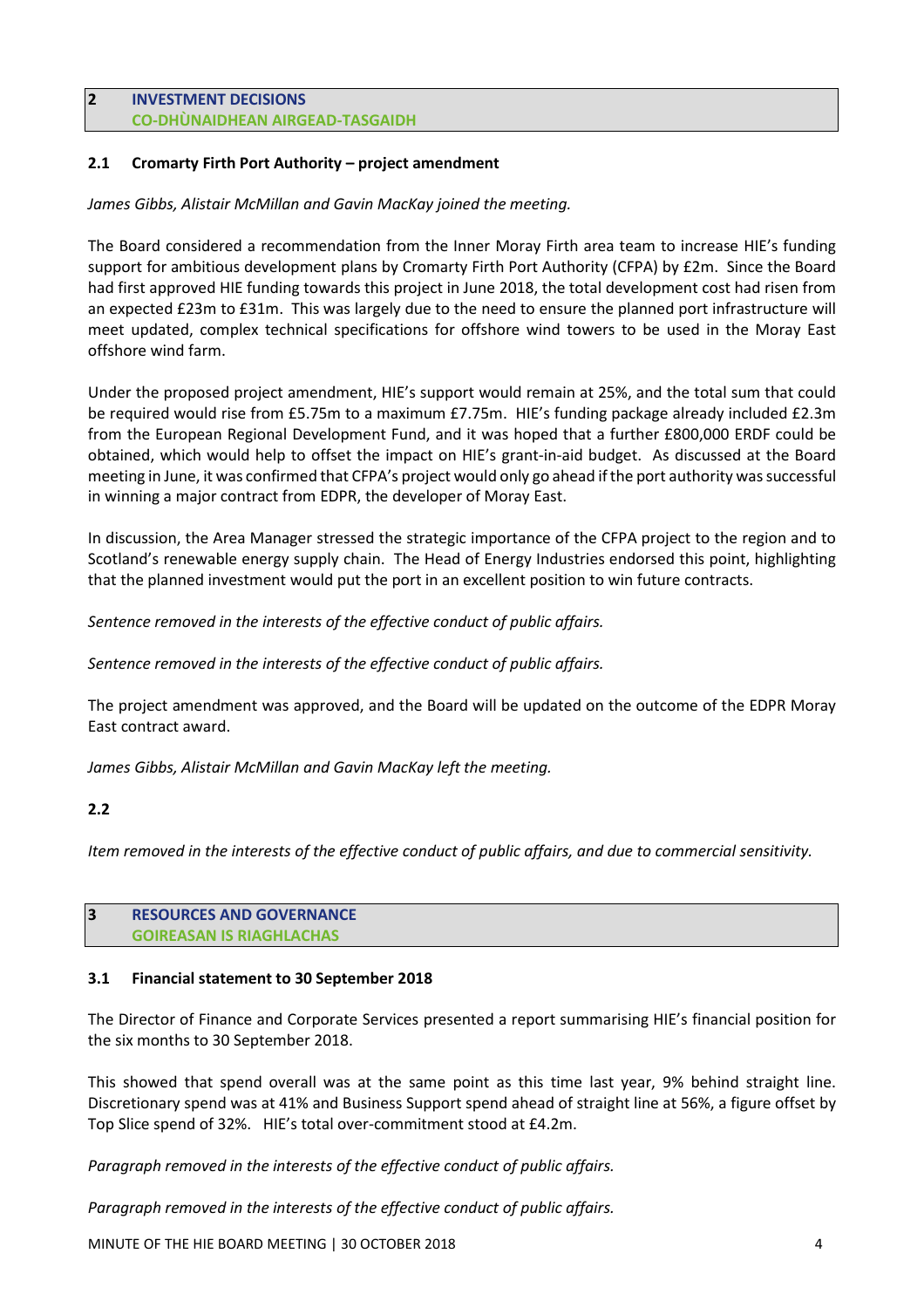## 2 INVESTMENT DECISIONS
## CO-DHÙNAIDHEAN AIRGEAD-TASGAIDH

### 2.1 Cromarty Firth Port Authority – project amendment

*James Gibbs, Alistair McMillan and Gavin MacKay joined the meeting.*

The Board considered a recommendation from the Inner Moray Firth area team to increase HIE's funding support for ambitious development plans by Cromarty Firth Port Authority (CFPA) by £2m. Since the Board had first approved HIE funding towards this project in June 2018, the total development cost had risen from an expected £23m to £31m. This was largely due to the need to ensure the planned port infrastructure will meet updated, complex technical specifications for offshore wind towers to be used in the Moray East offshore wind farm.

Under the proposed project amendment, HIE's support would remain at 25%, and the total sum that could be required would rise from £5.75m to a maximum £7.75m. HIE's funding package already included £2.3m from the European Regional Development Fund, and it was hoped that a further £800,000 ERDF could be obtained, which would help to offset the impact on HIE's grant-in-aid budget. As discussed at the Board meeting in June, it was confirmed that CFPA's project would only go ahead if the port authority was successful in winning a major contract from EDPR, the developer of Moray East.

In discussion, the Area Manager stressed the strategic importance of the CFPA project to the region and to Scotland's renewable energy supply chain. The Head of Energy Industries endorsed this point, highlighting that the planned investment would put the port in an excellent position to win future contracts.

*Sentence removed in the interests of the effective conduct of public affairs.*

*Sentence removed in the interests of the effective conduct of public affairs.*

The project amendment was approved, and the Board will be updated on the outcome of the EDPR Moray East contract award.

*James Gibbs, Alistair McMillan and Gavin MacKay left the meeting.*

### 2.2

*Item removed in the interests of the effective conduct of public affairs, and due to commercial sensitivity.*

## 3 RESOURCES AND GOVERNANCE
## GOIREASAN IS RIAGHLACHAS

### 3.1 Financial statement to 30 September 2018

The Director of Finance and Corporate Services presented a report summarising HIE's financial position for the six months to 30 September 2018.

This showed that spend overall was at the same point as this time last year, 9% behind straight line. Discretionary spend was at 41% and Business Support spend ahead of straight line at 56%, a figure offset by Top Slice spend of 32%. HIE's total over-commitment stood at £4.2m.

*Paragraph removed in the interests of the effective conduct of public affairs.*

*Paragraph removed in the interests of the effective conduct of public affairs.*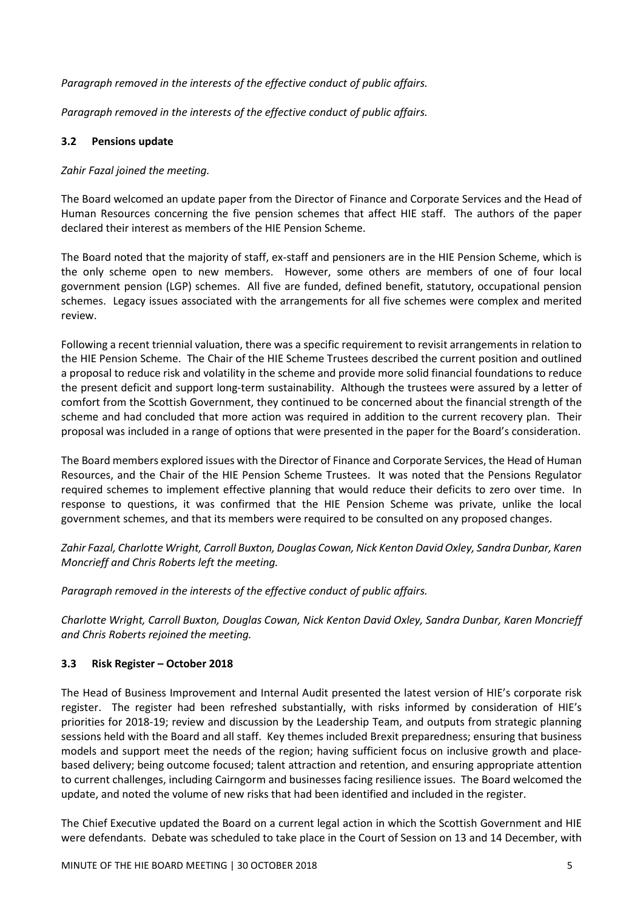*Paragraph removed in the interests of the effective conduct of public affairs.*

*Paragraph removed in the interests of the effective conduct of public affairs.*

### 3.2 Pensions update

*Zahir Fazal joined the meeting.*

The Board welcomed an update paper from the Director of Finance and Corporate Services and the Head of Human Resources concerning the five pension schemes that affect HIE staff. The authors of the paper declared their interest as members of the HIE Pension Scheme.

The Board noted that the majority of staff, ex-staff and pensioners are in the HIE Pension Scheme, which is the only scheme open to new members. However, some others are members of one of four local government pension (LGP) schemes. All five are funded, defined benefit, statutory, occupational pension schemes. Legacy issues associated with the arrangements for all five schemes were complex and merited review.

Following a recent triennial valuation, there was a specific requirement to revisit arrangements in relation to the HIE Pension Scheme. The Chair of the HIE Scheme Trustees described the current position and outlined a proposal to reduce risk and volatility in the scheme and provide more solid financial foundations to reduce the present deficit and support long-term sustainability. Although the trustees were assured by a letter of comfort from the Scottish Government, they continued to be concerned about the financial strength of the scheme and had concluded that more action was required in addition to the current recovery plan. Their proposal was included in a range of options that were presented in the paper for the Board's consideration.

The Board members explored issues with the Director of Finance and Corporate Services, the Head of Human Resources, and the Chair of the HIE Pension Scheme Trustees. It was noted that the Pensions Regulator required schemes to implement effective planning that would reduce their deficits to zero over time. In response to questions, it was confirmed that the HIE Pension Scheme was private, unlike the local government schemes, and that its members were required to be consulted on any proposed changes.

*Zahir Fazal, Charlotte Wright, Carroll Buxton, Douglas Cowan, Nick Kenton David Oxley, Sandra Dunbar, Karen Moncrieff and Chris Roberts left the meeting.*

*Paragraph removed in the interests of the effective conduct of public affairs.*

*Charlotte Wright, Carroll Buxton, Douglas Cowan, Nick Kenton David Oxley, Sandra Dunbar, Karen Moncrieff and Chris Roberts rejoined the meeting.*

### 3.3 Risk Register – October 2018

The Head of Business Improvement and Internal Audit presented the latest version of HIE's corporate risk register. The register had been refreshed substantially, with risks informed by consideration of HIE's priorities for 2018-19; review and discussion by the Leadership Team, and outputs from strategic planning sessions held with the Board and all staff. Key themes included Brexit preparedness; ensuring that business models and support meet the needs of the region; having sufficient focus on inclusive growth and place-based delivery; being outcome focused; talent attraction and retention, and ensuring appropriate attention to current challenges, including Cairngorm and businesses facing resilience issues. The Board welcomed the update, and noted the volume of new risks that had been identified and included in the register.

The Chief Executive updated the Board on a current legal action in which the Scottish Government and HIE were defendants. Debate was scheduled to take place in the Court of Session on 13 and 14 December, with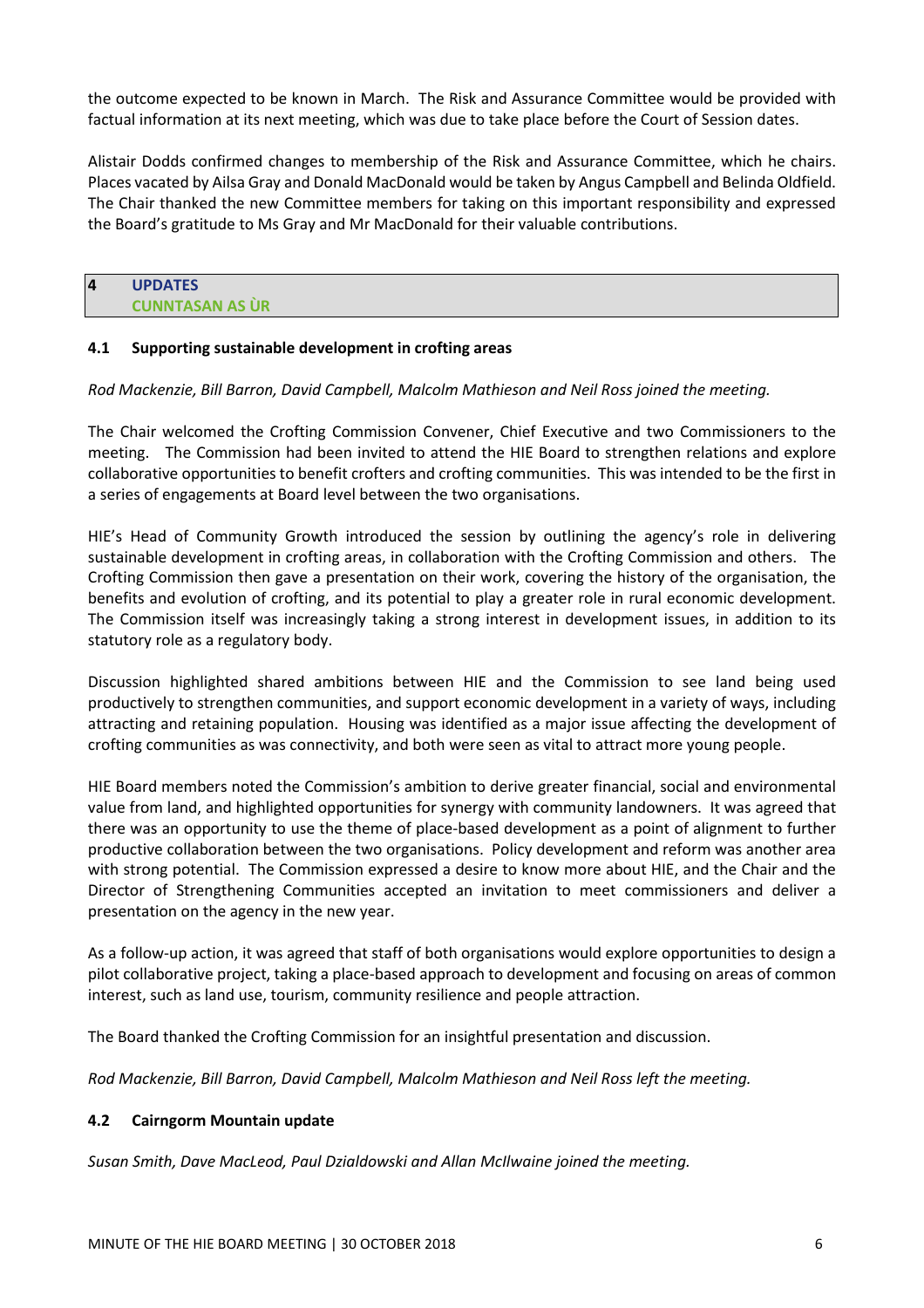the outcome expected to be known in March. The Risk and Assurance Committee would be provided with factual information at its next meeting, which was due to take place before the Court of Session dates.

Alistair Dodds confirmed changes to membership of the Risk and Assurance Committee, which he chairs. Places vacated by Ailsa Gray and Donald MacDonald would be taken by Angus Campbell and Belinda Oldfield. The Chair thanked the new Committee members for taking on this important responsibility and expressed the Board's gratitude to Ms Gray and Mr MacDonald for their valuable contributions.

## 4 UPDATES
## CUNNTASAN AS ÙR

### 4.1 Supporting sustainable development in crofting areas

*Rod Mackenzie, Bill Barron, David Campbell, Malcolm Mathieson and Neil Ross joined the meeting.*

The Chair welcomed the Crofting Commission Convener, Chief Executive and two Commissioners to the meeting. The Commission had been invited to attend the HIE Board to strengthen relations and explore collaborative opportunities to benefit crofters and crofting communities. This was intended to be the first in a series of engagements at Board level between the two organisations.

HIE's Head of Community Growth introduced the session by outlining the agency's role in delivering sustainable development in crofting areas, in collaboration with the Crofting Commission and others. The Crofting Commission then gave a presentation on their work, covering the history of the organisation, the benefits and evolution of crofting, and its potential to play a greater role in rural economic development. The Commission itself was increasingly taking a strong interest in development issues, in addition to its statutory role as a regulatory body.

Discussion highlighted shared ambitions between HIE and the Commission to see land being used productively to strengthen communities, and support economic development in a variety of ways, including attracting and retaining population. Housing was identified as a major issue affecting the development of crofting communities as was connectivity, and both were seen as vital to attract more young people.

HIE Board members noted the Commission's ambition to derive greater financial, social and environmental value from land, and highlighted opportunities for synergy with community landowners. It was agreed that there was an opportunity to use the theme of place-based development as a point of alignment to further productive collaboration between the two organisations. Policy development and reform was another area with strong potential. The Commission expressed a desire to know more about HIE, and the Chair and the Director of Strengthening Communities accepted an invitation to meet commissioners and deliver a presentation on the agency in the new year.

As a follow-up action, it was agreed that staff of both organisations would explore opportunities to design a pilot collaborative project, taking a place-based approach to development and focusing on areas of common interest, such as land use, tourism, community resilience and people attraction.

The Board thanked the Crofting Commission for an insightful presentation and discussion.

*Rod Mackenzie, Bill Barron, David Campbell, Malcolm Mathieson and Neil Ross left the meeting.*

### 4.2 Cairngorm Mountain update

*Susan Smith, Dave MacLeod, Paul Dzialdowski and Allan McIlwaine joined the meeting.*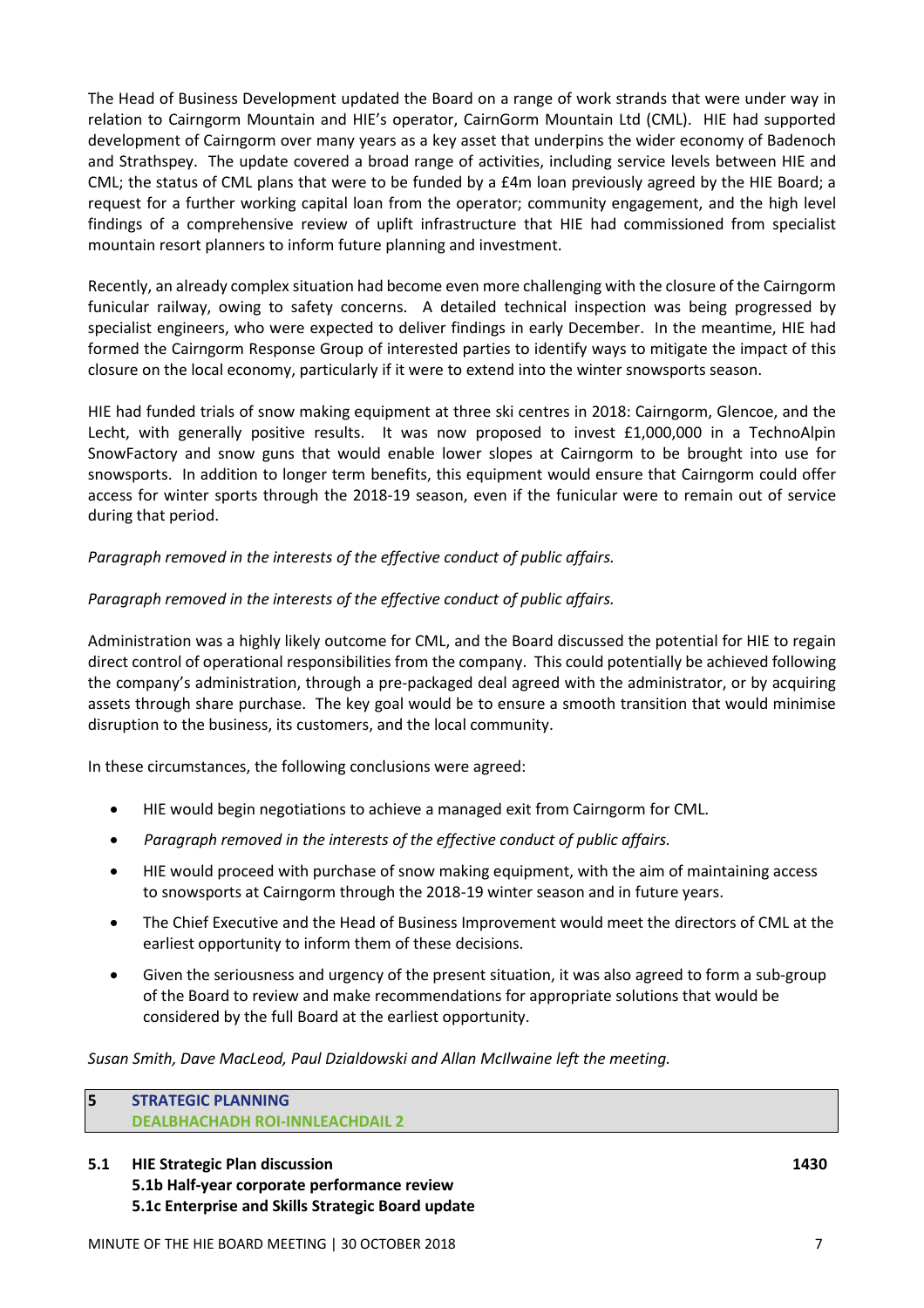The Head of Business Development updated the Board on a range of work strands that were under way in relation to Cairngorm Mountain and HIE's operator, CairnGorm Mountain Ltd (CML). HIE had supported development of Cairngorm over many years as a key asset that underpins the wider economy of Badenoch and Strathspey. The update covered a broad range of activities, including service levels between HIE and CML; the status of CML plans that were to be funded by a £4m loan previously agreed by the HIE Board; a request for a further working capital loan from the operator; community engagement, and the high level findings of a comprehensive review of uplift infrastructure that HIE had commissioned from specialist mountain resort planners to inform future planning and investment.

Recently, an already complex situation had become even more challenging with the closure of the Cairngorm funicular railway, owing to safety concerns. A detailed technical inspection was being progressed by specialist engineers, who were expected to deliver findings in early December. In the meantime, HIE had formed the Cairngorm Response Group of interested parties to identify ways to mitigate the impact of this closure on the local economy, particularly if it were to extend into the winter snowsports season.

HIE had funded trials of snow making equipment at three ski centres in 2018: Cairngorm, Glencoe, and the Lecht, with generally positive results. It was now proposed to invest £1,000,000 in a TechnoAlpin SnowFactory and snow guns that would enable lower slopes at Cairngorm to be brought into use for snowsports. In addition to longer term benefits, this equipment would ensure that Cairngorm could offer access for winter sports through the 2018-19 season, even if the funicular were to remain out of service during that period.

*Paragraph removed in the interests of the effective conduct of public affairs.*

*Paragraph removed in the interests of the effective conduct of public affairs.*

Administration was a highly likely outcome for CML, and the Board discussed the potential for HIE to regain direct control of operational responsibilities from the company. This could potentially be achieved following the company's administration, through a pre-packaged deal agreed with the administrator, or by acquiring assets through share purchase. The key goal would be to ensure a smooth transition that would minimise disruption to the business, its customers, and the local community.

In these circumstances, the following conclusions were agreed:

- HIE would begin negotiations to achieve a managed exit from Cairngorm for CML.
- *Paragraph removed in the interests of the effective conduct of public affairs.*
- HIE would proceed with purchase of snow making equipment, with the aim of maintaining access to snowsports at Cairngorm through the 2018-19 winter season and in future years.
- The Chief Executive and the Head of Business Improvement would meet the directors of CML at the earliest opportunity to inform them of these decisions.
- Given the seriousness and urgency of the present situation, it was also agreed to form a sub-group of the Board to review and make recommendations for appropriate solutions that would be considered by the full Board at the earliest opportunity.

*Susan Smith, Dave MacLeod, Paul Dzialdowski and Allan McIlwaine left the meeting.*

## 5 STRATEGIC PLANNING
## DEALBHACHADH ROI-INNLEACHDAIL 2

**5.1 HIE Strategic Plan discussion** **1430**
**5.1b Half-year corporate performance review**
**5.1c Enterprise and Skills Strategic Board update**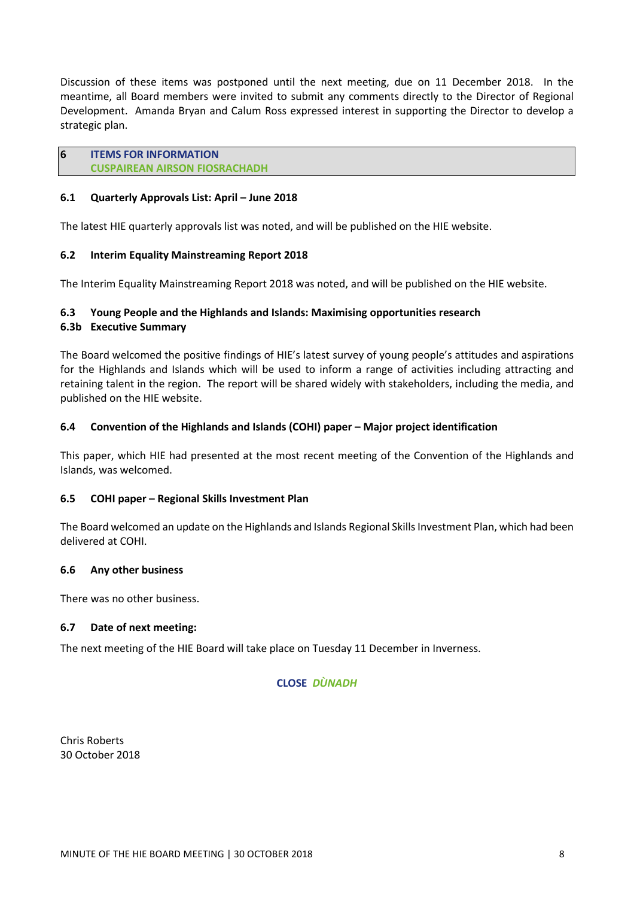Discussion of these items was postponed until the next meeting, due on 11 December 2018. In the meantime, all Board members were invited to submit any comments directly to the Director of Regional Development. Amanda Bryan and Calum Ross expressed interest in supporting the Director to develop a strategic plan.

## 6 ITEMS FOR INFORMATION
## CUSPAIREAN AIRSON FIOSRACHADH

### 6.1 Quarterly Approvals List: April – June 2018

The latest HIE quarterly approvals list was noted, and will be published on the HIE website.

### 6.2 Interim Equality Mainstreaming Report 2018

The Interim Equality Mainstreaming Report 2018 was noted, and will be published on the HIE website.

### 6.3 Young People and the Highlands and Islands: Maximising opportunities research
### 6.3b Executive Summary

The Board welcomed the positive findings of HIE's latest survey of young people's attitudes and aspirations for the Highlands and Islands which will be used to inform a range of activities including attracting and retaining talent in the region. The report will be shared widely with stakeholders, including the media, and published on the HIE website.

### 6.4 Convention of the Highlands and Islands (COHI) paper – Major project identification

This paper, which HIE had presented at the most recent meeting of the Convention of the Highlands and Islands, was welcomed.

### 6.5 COHI paper – Regional Skills Investment Plan

The Board welcomed an update on the Highlands and Islands Regional Skills Investment Plan, which had been delivered at COHI.

### 6.6 Any other business

There was no other business.

### 6.7 Date of next meeting:

The next meeting of the HIE Board will take place on Tuesday 11 December in Inverness.

**CLOSE** ***DÙNADH***

Chris Roberts
30 October 2018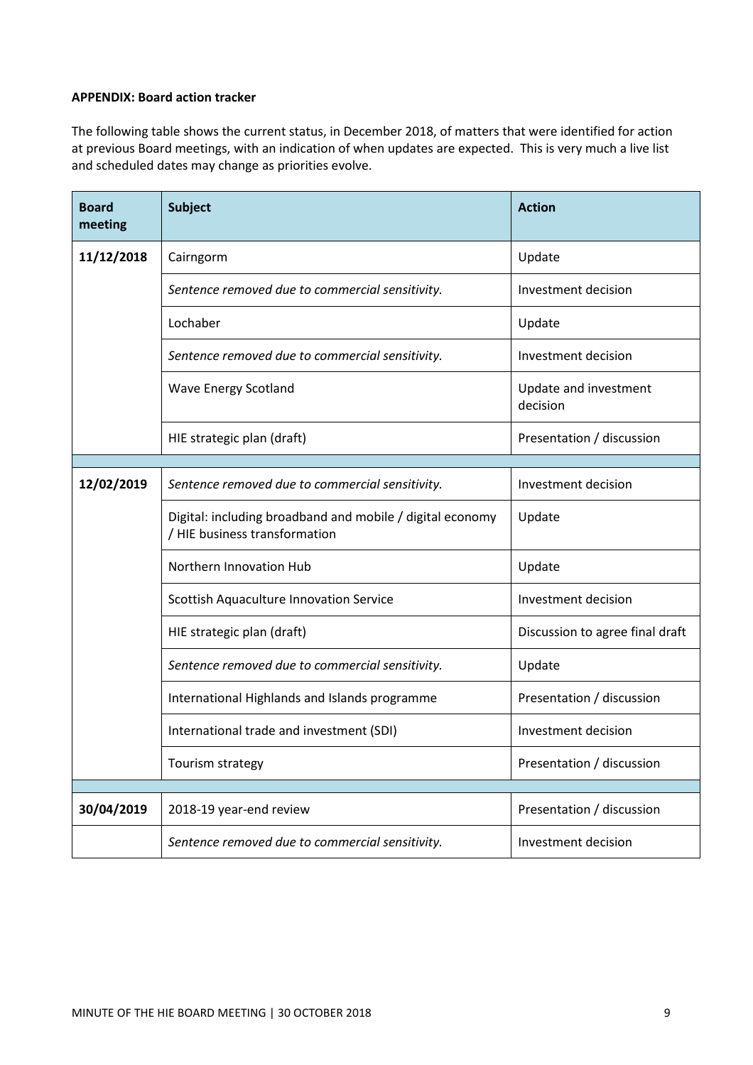**APPENDIX: Board action tracker**

The following table shows the current status, in December 2018, of matters that were identified for action at previous Board meetings, with an indication of when updates are expected. This is very much a live list and scheduled dates may change as priorities evolve.

| Board meeting | Subject | Action |
|---|---|---|
| 11/12/2018 | Cairngorm | Update |
| | *Sentence removed due to commercial sensitivity.* | Investment decision |
| | Lochaber | Update |
| | *Sentence removed due to commercial sensitivity.* | Investment decision |
| | Wave Energy Scotland | Update and investment decision |
| | HIE strategic plan (draft) | Presentation / discussion |
| | | |
| 12/02/2019 | *Sentence removed due to commercial sensitivity.* | Investment decision |
| | Digital: including broadband and mobile / digital economy / HIE business transformation | Update |
| | Northern Innovation Hub | Update |
| | Scottish Aquaculture Innovation Service | Investment decision |
| | HIE strategic plan (draft) | Discussion to agree final draft |
| | *Sentence removed due to commercial sensitivity.* | Update |
| | International Highlands and Islands programme | Presentation / discussion |
| | International trade and investment (SDI) | Investment decision |
| | Tourism strategy | Presentation / discussion |
| | | |
| 30/04/2019 | 2018-19 year-end review | Presentation / discussion |
| | *Sentence removed due to commercial sensitivity.* | Investment decision |